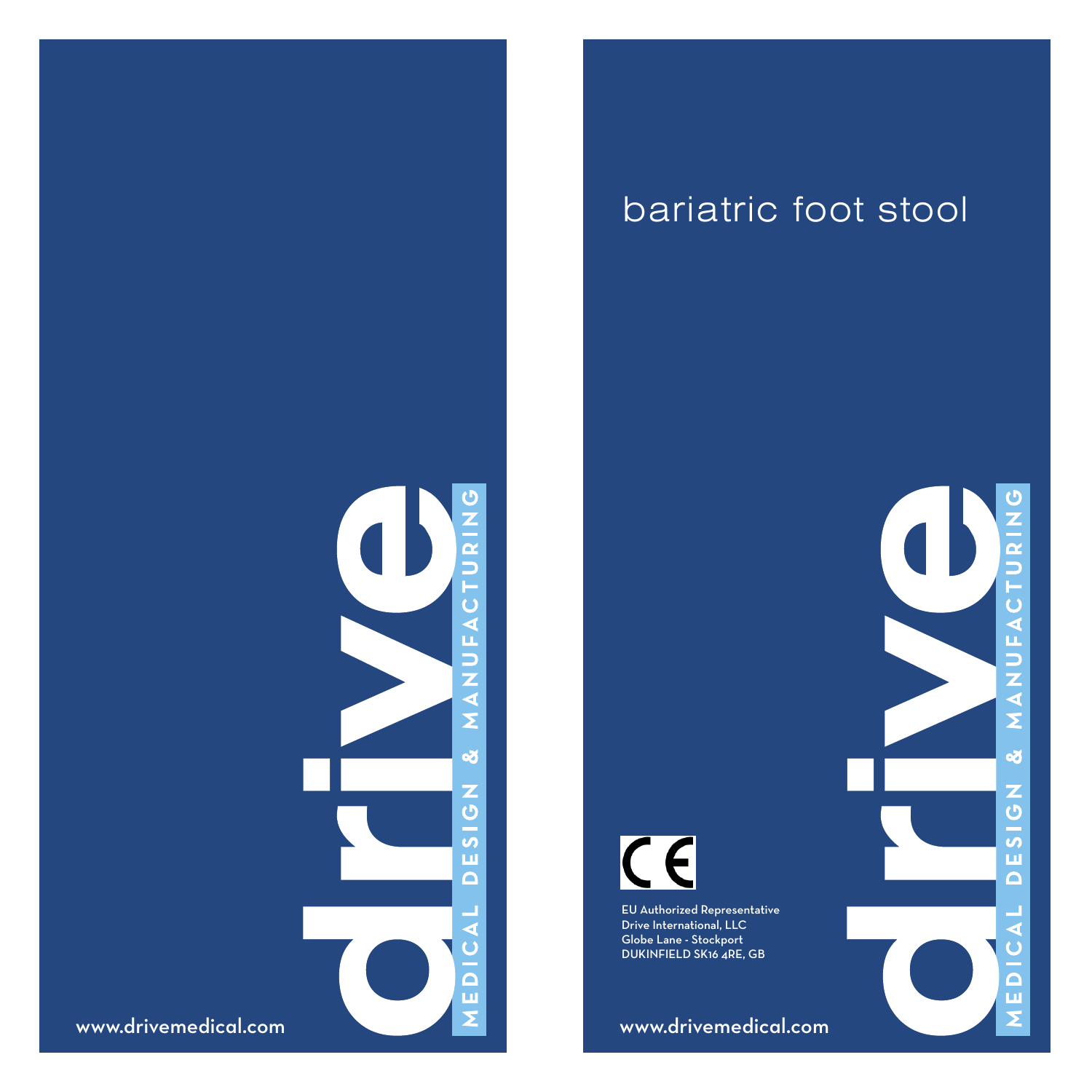drive

MEDICAL DESIGN & MANUFACTURING

www.drivemedical.com

# bariatric foot stool

CE

EU Authorized Representative
Drive International, LLC
Globe Lane - Stockport
DUKINFIELD SK16 4RE, GB

drive

MEDICAL DESIGN & MANUFACTURING

www.drivemedical.com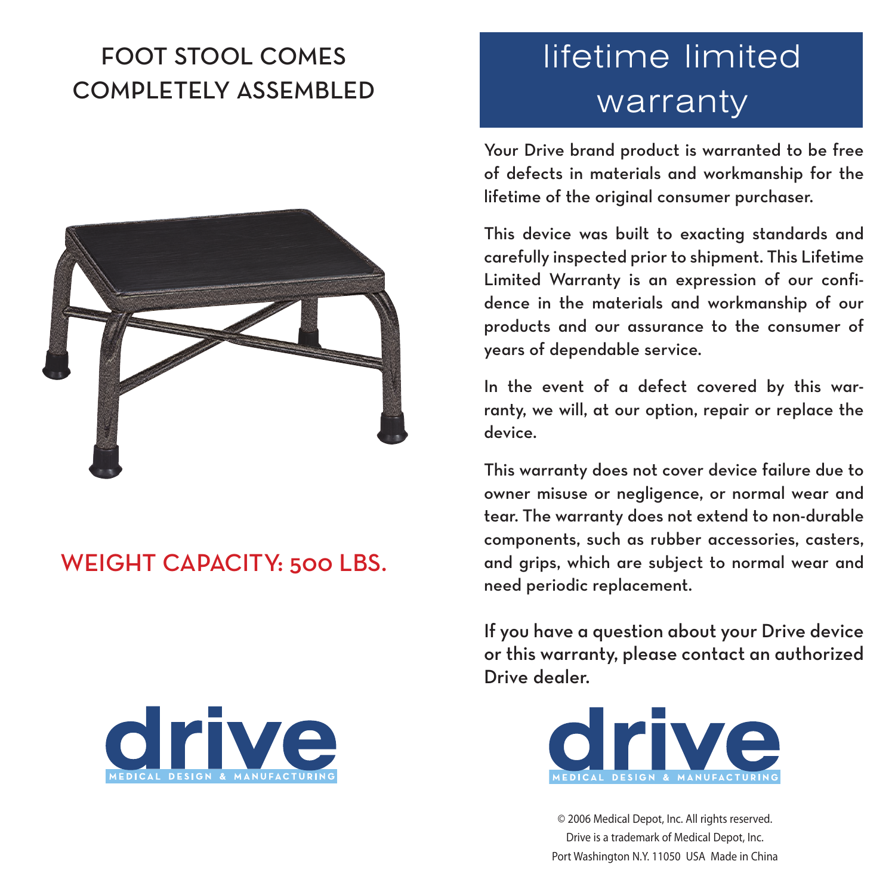## FOOT STOOL COMES COMPLETELY ASSEMBLED

**WEIGHT CAPACITY: 500 LBS.**

drive
MEDICAL DESIGN & MANUFACTURING

# lifetime limited warranty

Your Drive brand product is warranted to be free of defects in materials and workmanship for the lifetime of the original consumer purchaser.

This device was built to exacting standards and carefully inspected prior to shipment. This Lifetime Limited Warranty is an expression of our confidence in the materials and workmanship of our products and our assurance to the consumer of years of dependable service.

In the event of a defect covered by this warranty, we will, at our option, repair or replace the device.

This warranty does not cover device failure due to owner misuse or negligence, or normal wear and tear. The warranty does not extend to non-durable components, such as rubber accessories, casters, and grips, which are subject to normal wear and need periodic replacement.

If you have a question about your Drive device or this warranty, please contact an authorized Drive dealer.

drive
MEDICAL DESIGN & MANUFACTURING

© 2006 Medical Depot, Inc. All rights reserved.
Drive is a trademark of Medical Depot, Inc.
Port Washington N.Y. 11050 USA Made in China